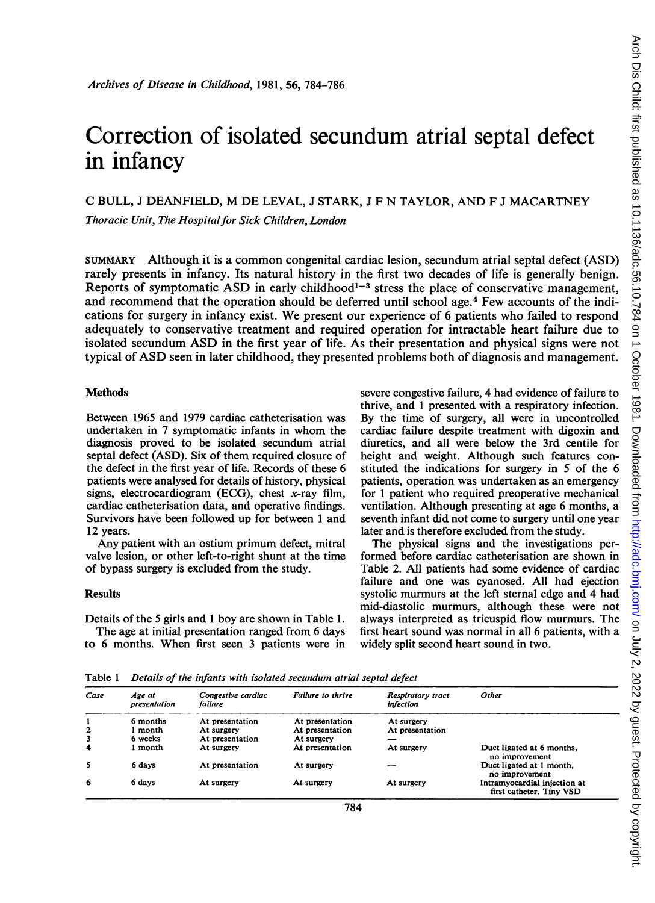# Correction of isolated secundum atrial septal defect in infancy

C BULL, J DEANFIELD, M DE LEVAL, J STARK, J F N TAYLOR, AND F J MACARTNEY

*Thoracic Unit, The Hospital for Sick Children, London*

SUMMARY Although it is a common congenital cardiac lesion, secundum atrial septal defect (ASD) rarely presents in infancy. Its natural history in the first two decades of life is generally benign. Reports of symptomatic ASD in early childhood[1–3] stress the place of conservative management, and recommend that the operation should be deferred until school age.[4] Few accounts of the indications for surgery in infancy exist. We present our experience of 6 patients who failed to respond adequately to conservative treatment and required operation for intractable heart failure due to isolated secundum ASD in the first year of life. As their presentation and physical signs were not typical of ASD seen in later childhood, they presented problems both of diagnosis and management.

## Methods

Between 1965 and 1979 cardiac catheterisation was undertaken in 7 symptomatic infants in whom the diagnosis proved to be isolated secundum atrial septal defect (ASD). Six of them required closure of the defect in the first year of life. Records of these 6 patients were analysed for details of history, physical signs, electrocardiogram (ECG), chest x-ray film, cardiac catheterisation data, and operative findings. Survivors have been followed up for between 1 and 12 years.

Any patient with an ostium primum defect, mitral valve lesion, or other left-to-right shunt at the time of bypass surgery is excluded from the study.

## Results

Details of the 5 girls and 1 boy are shown in Table 1.

The age at initial presentation ranged from 6 days to 6 months. When first seen 3 patients were in severe congestive failure, 4 had evidence of failure to thrive, and 1 presented with a respiratory infection. By the time of surgery, all were in uncontrolled cardiac failure despite treatment with digoxin and diuretics, and all were below the 3rd centile for height and weight. Although such features constituted the indications for surgery in 5 of the 6 patients, operation was undertaken as an emergency for 1 patient who required preoperative mechanical ventilation. Although presenting at age 6 months, a seventh infant did not come to surgery until one year later and is therefore excluded from the study.

The physical signs and the investigations performed before cardiac catheterisation are shown in Table 2. All patients had some evidence of cardiac failure and one was cyanosed. All had ejection systolic murmurs at the left sternal edge and 4 had mid-diastolic murmurs, although these were not always interpreted as tricuspid flow murmurs. The first heart sound was normal in all 6 patients, with a widely split second heart sound in two.

Table 1 *Details of the infants with isolated secundum atrial septal defect*

| Case | Age at presentation | Congestive cardiac failure | Failure to thrive | Respiratory tract infection | Other |
|---|---|---|---|---|---|
| 1 | 6 months | At presentation | At presentation | At surgery | |
| 2 | 1 month | At surgery | At presentation | At presentation | |
| 3 | 6 weeks | At presentation | At surgery | — | |
| 4 | 1 month | At surgery | At presentation | At surgery | Duct ligated at 6 months, no improvement |
| 5 | 6 days | At presentation | At surgery | — | Duct ligated at 1 month, no improvement |
| 6 | 6 days | At surgery | At surgery | At surgery | Intramyocardial injection at first catheter. Tiny VSD |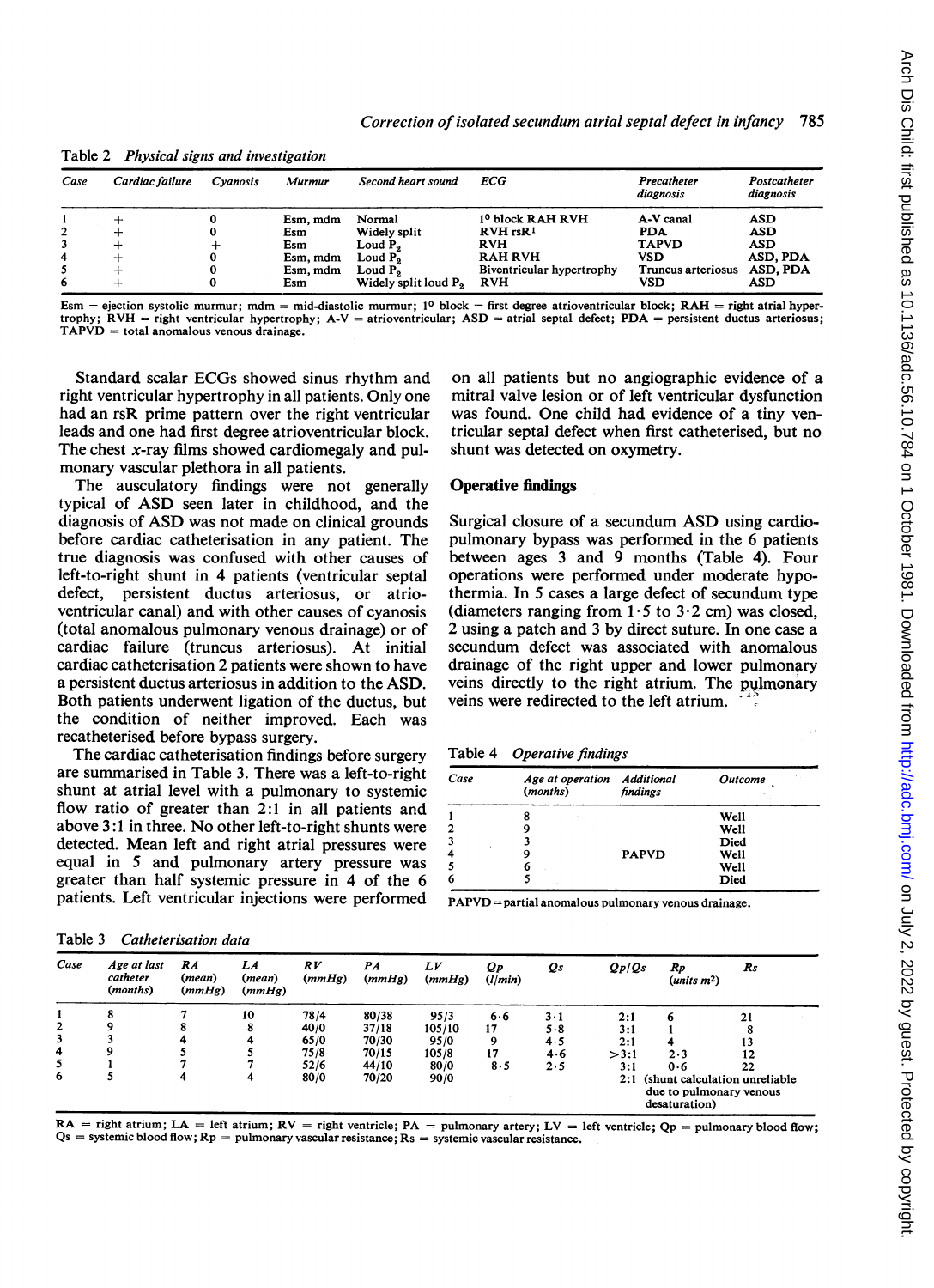Table 2 *Physical signs and investigation*

| Case | Cardiac failure | Cyanosis | Murmur | Second heart sound | ECG | Precatheter diagnosis | Postcatheter diagnosis |
|---|---|---|---|---|---|---|---|
| 1 | + | 0 | Esm, mdm | Normal | 1° block RAH RVH | A-V canal | ASD |
| 2 | + | 0 | Esm | Widely split | RVH rsR[1] | PDA | ASD |
| 3 | + | + | Esm | Loud $P_2$ | RVH | TAPVD | ASD |
| 4 | + | 0 | Esm, mdm | Loud $P_2$ | RAH RVH | VSD | ASD, PDA |
| 5 | + | 0 | Esm, mdm | Loud $P_2$ | Biventricular hypertrophy | Truncus arteriosus | ASD, PDA |
| 6 | + | 0 | Esm | Widely split loud $P_2$ | RVH | VSD | ASD |

Esm = ejection systolic murmur; mdm = mid-diastolic murmur; 1° block = first degree atrioventricular block; RAH = right atrial hypertrophy; RVH = right ventricular hypertrophy; A-V = atrioventricular; ASD = atrial septal defect; PDA = persistent ductus arteriosus; TAPVD = total anomalous venous drainage.

Standard scalar ECGs showed sinus rhythm and right ventricular hypertrophy in all patients. Only one had an rsR prime pattern over the right ventricular leads and one had first degree atrioventricular block. The chest *x*-ray films showed cardiomegaly and pulmonary vascular plethora in all patients.

The auscultatory findings were not generally typical of ASD seen later in childhood, and the diagnosis of ASD was not made on clinical grounds before cardiac catheterisation in any patient. The true diagnosis was confused with other causes of left-to-right shunt in 4 patients (ventricular septal defect, persistent ductus arteriosus, or atrioventricular canal) and with other causes of cyanosis (total anomalous pulmonary venous drainage) or of cardiac failure (truncus arteriosus). At initial cardiac catheterisation 2 patients were shown to have a persistent ductus arteriosus in addition to the ASD. Both patients underwent ligation of the ductus, but the condition of neither improved. Each was recatheterised before bypass surgery.

The cardiac catheterisation findings before surgery are summarised in Table 3. There was a left-to-right shunt at atrial level with a pulmonary to systemic flow ratio of greater than 2:1 in all patients and above 3:1 in three. No other left-to-right shunts were detected. Mean left and right atrial pressures were equal in 5 and pulmonary artery pressure was greater than half systemic pressure in 4 of the 6 patients. Left ventricular injections were performed on all patients but no angiographic evidence of a mitral valve lesion or of left ventricular dysfunction was found. One child had evidence of a tiny ventricular septal defect when first catheterised, but no shunt was detected on oxymetry.

## Operative findings

Surgical closure of a secundum ASD using cardiopulmonary bypass was performed in the 6 patients between ages 3 and 9 months (Table 4). Four operations were performed under moderate hypothermia. In 5 cases a large defect of secundum type (diameters ranging from 1·5 to 3·2 cm) was closed, 2 using a patch and 3 by direct suture. In one case a secundum defect was associated with anomalous drainage of the right upper and lower pulmonary veins directly to the right atrium. The pulmonary veins were redirected to the left atrium.

Table 4 *Operative findings*

| Case | Age at operation (months) | Additional findings | Outcome |
|---|---|---|---|
| 1 | 8 | | Well |
| 2 | 9 | | Well |
| 3 | 3 | | Died |
| 4 | 9 | PAPVD | Well |
| 5 | 6 | | Well |
| 6 | 5 | | Died |

PAPVD = partial anomalous pulmonary venous drainage.

Table 3 *Catheterisation data*

| Case | Age at last catheter (months) | RA (mean) (mmHg) | LA (mean) (mmHg) | RV (mmHg) | PA (mmHg) | LV (mmHg) | Qp (l/min) | Qs | Qp/Qs | Rp (units m²) | Rs |
|---|---|---|---|---|---|---|---|---|---|---|---|
| 1 | 8 | 7 | 10 | 78/4 | 80/38 | 95/3 | 6·6 | 3·1 | 2:1 | 6 | 21 |
| 2 | 9 | 8 | 8 | 40/0 | 37/18 | 105/10 | 17 | 5·8 | 3:1 | 1 | 8 |
| 3 | 3 | 4 | 4 | 65/0 | 70/30 | 95/0 | 9 | 4·5 | 2:1 | 4 | 13 |
| 4 | 9 | 5 | 5 | 75/8 | 70/15 | 105/8 | 17 | 4·6 | >3:1 | 2·3 | 12 |
| 5 | 1 | 7 | 7 | 52/6 | 44/10 | 80/0 | 8·5 | 2·5 | 3:1 | 0·6 | 22 |
| 6 | 5 | 4 | 4 | 80/0 | 70/20 | 90/0 | | | 2:1 | (shunt calculation unreliable due to pulmonary venous desaturation) | |

RA = right atrium; LA = left atrium; RV = right ventricle; PA = pulmonary artery; LV = left ventricle; Qp = pulmonary blood flow; Qs = systemic blood flow; Rp = pulmonary vascular resistance; Rs = systemic vascular resistance.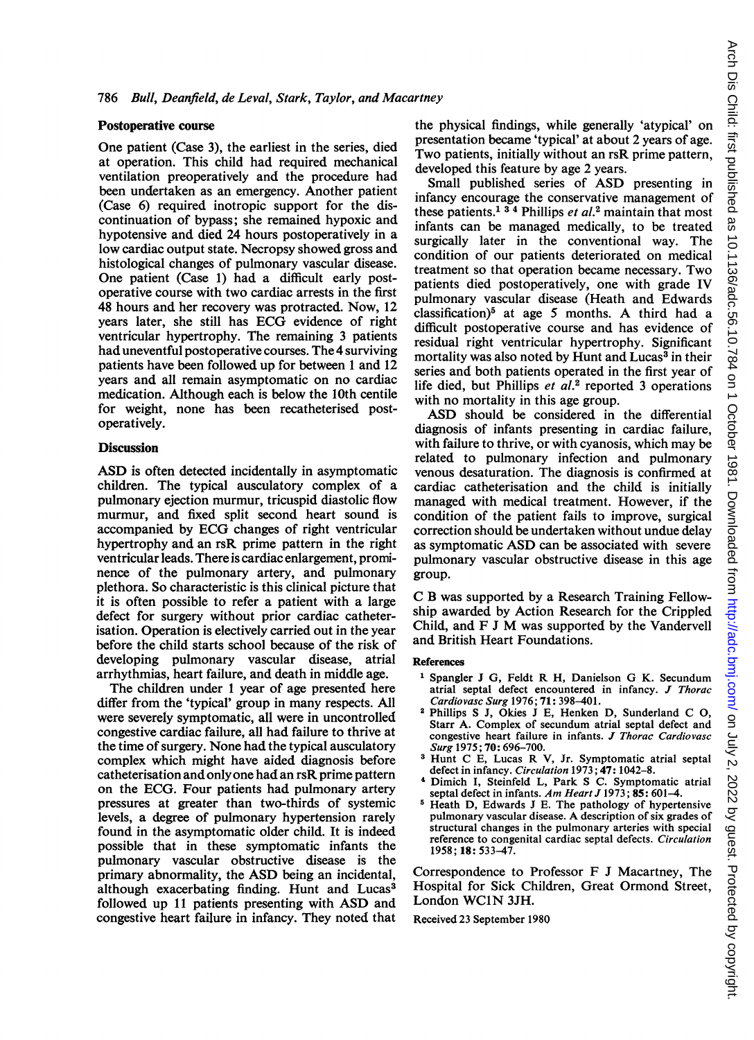### Postoperative course

One patient (Case 3), the earliest in the series, died at operation. This child had required mechanical ventilation preoperatively and the procedure had been undertaken as an emergency. Another patient (Case 6) required inotropic support for the discontinuation of bypass; she remained hypoxic and hypotensive and died 24 hours postoperatively in a low cardiac output state. Necropsy showed gross and histological changes of pulmonary vascular disease. One patient (Case 1) had a difficult early postoperative course with two cardiac arrests in the first 48 hours and her recovery was protracted. Now, 12 years later, she still has ECG evidence of right ventricular hypertrophy. The remaining 3 patients had uneventful postoperative courses. The 4 surviving patients have been followed up for between 1 and 12 years and all remain asymptomatic on no cardiac medication. Although each is below the 10th centile for weight, none has been recatheterised postoperatively.

## Discussion

ASD is often detected incidentally in asymptomatic children. The typical ausculatory complex of a pulmonary ejection murmur, tricuspid diastolic flow murmur, and fixed split second heart sound is accompanied by ECG changes of right ventricular hypertrophy and an rsR prime pattern in the right ventricular leads. There is cardiac enlargement, prominence of the pulmonary artery, and pulmonary plethora. So characteristic is this clinical picture that it is often possible to refer a patient with a large defect for surgery without prior cardiac catheterisation. Operation is electively carried out in the year before the child starts school because of the risk of developing pulmonary vascular disease, atrial arrhythmias, heart failure, and death in middle age.

The children under 1 year of age presented here differ from the 'typical' group in many respects. All were severely symptomatic, all were in uncontrolled congestive cardiac failure, all had failure to thrive at the time of surgery. None had the typical ausculatory complex which might have aided diagnosis before catheterisation and only one had an rsR prime pattern on the ECG. Four patients had pulmonary artery pressures at greater than two-thirds of systemic levels, a degree of pulmonary hypertension rarely found in the asymptomatic older child. It is indeed possible that in these symptomatic infants the pulmonary vascular obstructive disease is the primary abnormality, the ASD being an incidental, although exacerbating finding. Hunt and Lucas[3] followed up 11 patients presenting with ASD and congestive heart failure in infancy. They noted that the physical findings, while generally 'atypical' on presentation became 'typical' at about 2 years of age. Two patients, initially without an rsR prime pattern, developed this feature by age 2 years.

Small published series of ASD presenting in infancy encourage the conservative management of these patients.[1 3 4] Phillips *et al.*[2] maintain that most infants can be managed medically, to be treated surgically later in the conventional way. The condition of our patients deteriorated on medical treatment so that operation became necessary. Two patients died postoperatively, one with grade IV pulmonary vascular disease (Heath and Edwards classification)[5] at age 5 months. A third had a difficult postoperative course and has evidence of residual right ventricular hypertrophy. Significant mortality was also noted by Hunt and Lucas[3] in their series and both patients operated in the first year of life died, but Phillips *et al.*[2] reported 3 operations with no mortality in this age group.

ASD should be considered in the differential diagnosis of infants presenting in cardiac failure, with failure to thrive, or with cyanosis, which may be related to pulmonary infection and pulmonary venous desaturation. The diagnosis is confirmed at cardiac catheterisation and the child is initially managed with medical treatment. However, if the condition of the patient fails to improve, surgical correction should be undertaken without undue delay as symptomatic ASD can be associated with severe pulmonary vascular obstructive disease in this age group.

C B was supported by a Research Training Fellowship awarded by Action Research for the Crippled Child, and F J M was supported by the Vandervell and British Heart Foundations.

### References

1. Spangler J G, Feldt R H, Danielson G K. Secundum atrial septal defect encountered in infancy. *J Thorac Cardiovasc Surg* 1976; **71**: 398–401.
2. Phillips S J, Okies J E, Henken D, Sunderland C O, Starr A. Complex of secundum atrial septal defect and congestive heart failure in infants. *J Thorac Cardiovasc Surg* 1975; **70**: 696–700.
3. Hunt C E, Lucas R V, Jr. Symptomatic atrial septal defect in infancy. *Circulation* 1973; **47**: 1042–8.
4. Dimich I, Steinfeld L, Park S C. Symptomatic atrial septal defect in infants. *Am Heart J* 1973; **85**: 601–4.
5. Heath D, Edwards J E. The pathology of hypertensive pulmonary vascular disease. A description of six grades of structural changes in the pulmonary arteries with special reference to congenital cardiac septal defects. *Circulation* 1958; **18**: 533–47.

Correspondence to Professor F J Macartney, The Hospital for Sick Children, Great Ormond Street, London WC1N 3JH.

Received 23 September 1980